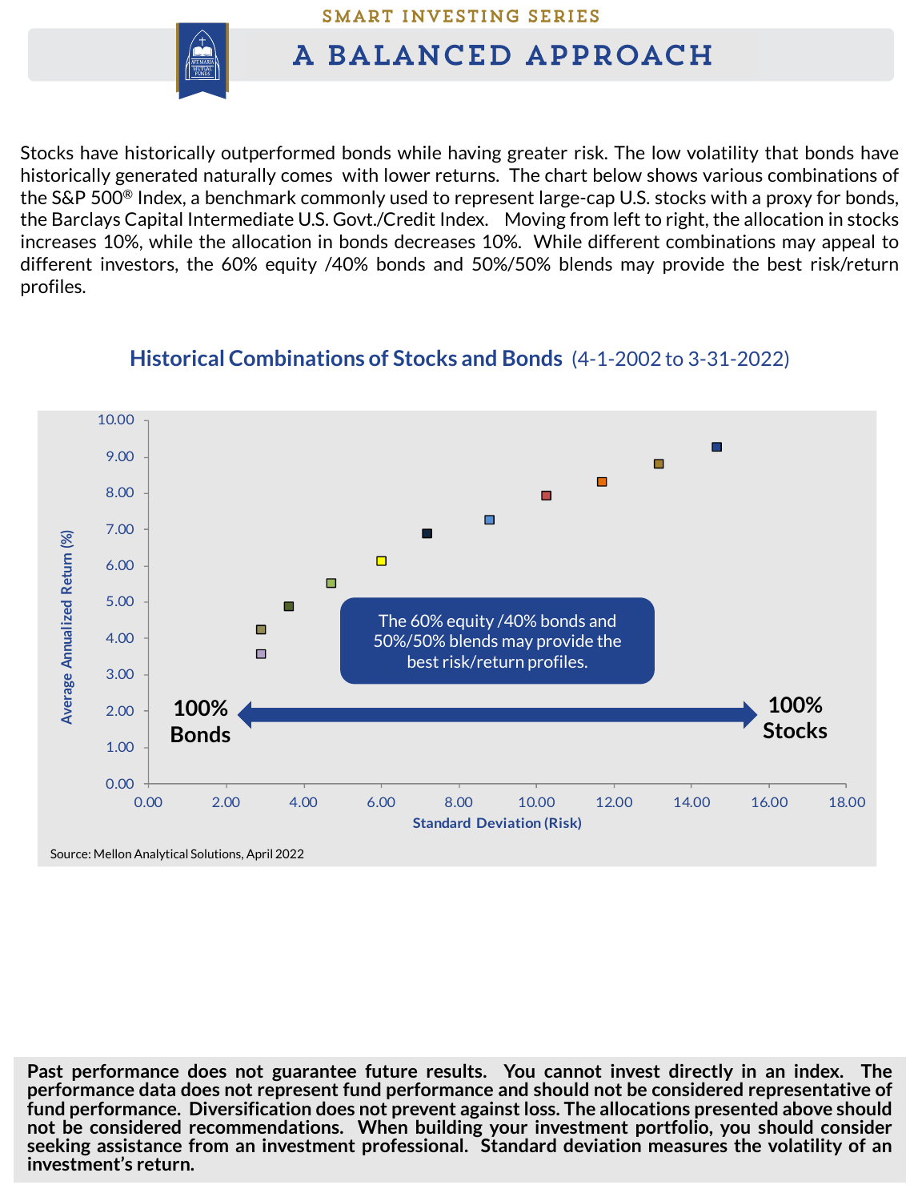SMART INVESTING SERIES

# A BALANCED APPROACH

Stocks have historically outperformed bonds while having greater risk. The low volatility that bonds have historically generated naturally comes with lower returns. The chart below shows various combinations of the S&P 500® Index, a benchmark commonly used to represent large-cap U.S. stocks with a proxy for bonds, the Barclays Capital Intermediate U.S. Govt./Credit Index. Moving from left to right, the allocation in stocks increases 10%, while the allocation in bonds decreases 10%. While different combinations may appeal to different investors, the 60% equity /40% bonds and 50%/50% blends may provide the best risk/return profiles.

## Historical Combinations of Stocks and Bonds (4-1-2002 to 3-31-2022)

The 60% equity /40% bonds and 50%/50% blends may provide the best risk/return profiles.

100% Bonds ⟷ 100% Stocks

Average Annualized Return (%) vs. Standard Deviation (Risk)

Source: Mellon Analytical Solutions, April 2022

**Past performance does not guarantee future results. You cannot invest directly in an index. The performance data does not represent fund performance and should not be considered representative of fund performance. Diversification does not prevent against loss. The allocations presented above should not be considered recommendations. When building your investment portfolio, you should consider seeking assistance from an investment professional. Standard deviation measures the volatility of an investment's return.**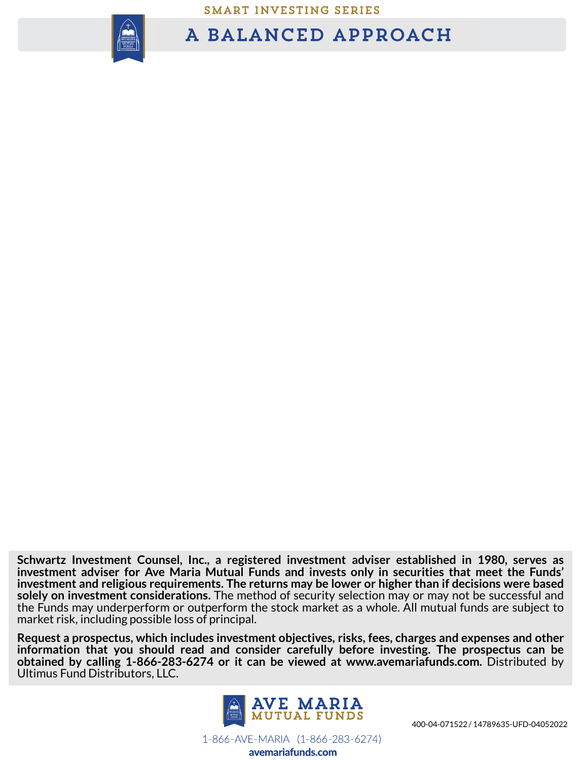SMART INVESTING SERIES

# A BALANCED APPROACH

**Schwartz Investment Counsel, Inc., a registered investment adviser established in 1980, serves as investment adviser for Ave Maria Mutual Funds and invests only in securities that meet the Funds' investment and religious requirements. The returns may be lower or higher than if decisions were based solely on investment considerations.** The method of security selection may or may not be successful and the Funds may underperform or outperform the stock market as a whole. All mutual funds are subject to market risk, including possible loss of principal.

**Request a prospectus, which includes investment objectives, risks, fees, charges and expenses and other information that you should read and consider carefully before investing. The prospectus can be obtained by calling 1-866-283-6274 or it can be viewed at www.avemariafunds.com.** Distributed by Ultimus Fund Distributors, LLC.

AVE MARIA
MUTUAL FUNDS

400-04-071522 / 14789635-UFD-04052022

1-866-AVE-MARIA (1-866-283-6274)

**avemariafunds.com**